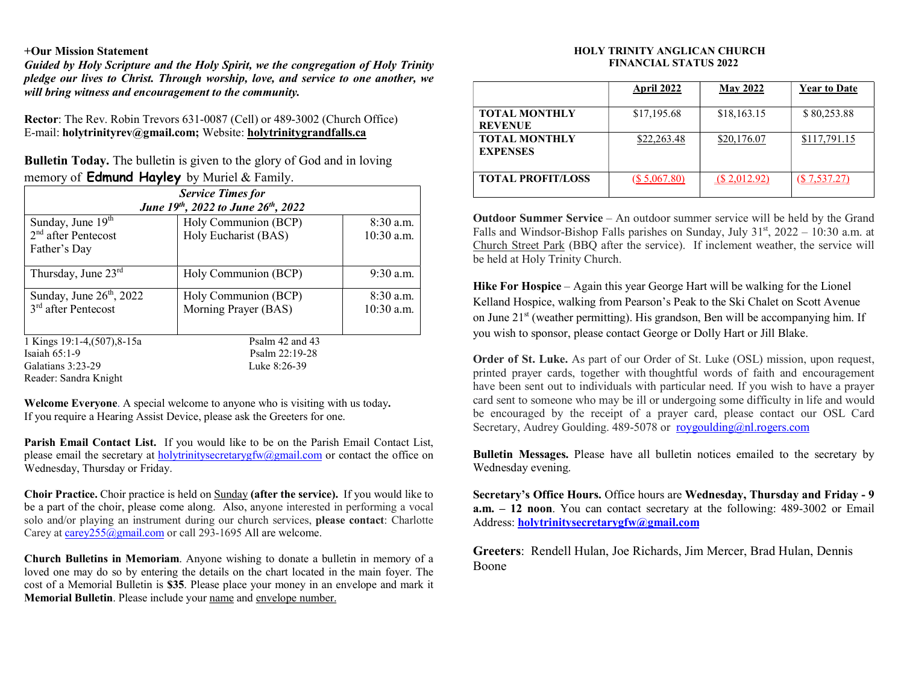**+Our Mission Statement**

***Guided by Holy Scripture and the Holy Spirit, we the congregation of Holy Trinity pledge our lives to Christ. Through worship, love, and service to one another, we will bring witness and encouragement to the community.***

**Rector**: The Rev. Robin Trevors 631-0087 (Cell) or 489-3002 (Church Office)
E-mail: **holytrinityrev@gmail.com;** Website: **holytrinitygrandfalls.ca**

**Bulletin Today.** The bulletin is given to the glory of God and in loving memory of **Edmund Hayley** by Muriel & Family.

| ***Service Times for June 19th, 2022 to June 26th, 2022*** | | |
|---|---|---|
| Sunday, June 19th<br>2nd after Pentecost<br>Father's Day | Holy Communion (BCP)<br>Holy Eucharist (BAS) | 8:30 a.m.<br>10:30 a.m. |
| Thursday, June 23rd | Holy Communion (BCP) | 9:30 a.m. |
| Sunday, June 26th, 2022<br>3rd after Pentecost | Holy Communion (BCP)<br>Morning Prayer (BAS) | 8:30 a.m.<br>10:30 a.m. |

1 Kings 19:1-4,(507),8-15a — Psalm 42 and 43
Isaiah 65:1-9 — Psalm 22:19-28
Galatians 3:23-29 — Luke 8:26-39
Reader: Sandra Knight

**Welcome Everyone**. A special welcome to anyone who is visiting with us today**.** If you require a Hearing Assist Device, please ask the Greeters for one.

**Parish Email Contact List.** If you would like to be on the Parish Email Contact List, please email the secretary at holytrinitysecretarygfw@gmail.com or contact the office on Wednesday, Thursday or Friday.

**Choir Practice.** Choir practice is held on Sunday **(after the service).** If you would like to be a part of the choir, please come along. Also, anyone interested in performing a vocal solo and/or playing an instrument during our church services, **please contact**: Charlotte Carey at carey255@gmail.com or call 293-1695 All are welcome.

**Church Bulletins in Memoriam**. Anyone wishing to donate a bulletin in memory of a loved one may do so by entering the details on the chart located in the main foyer. The cost of a Memorial Bulletin is **$35**. Please place your money in an envelope and mark it **Memorial Bulletin**. Please include your name and envelope number.

**HOLY TRINITY ANGLICAN CHURCH**
**FINANCIAL STATUS 2022**

| | April 2022 | May 2022 | Year to Date |
|---|---|---|---|
| **TOTAL MONTHLY REVENUE** | $17,195.68 | $18,163.15 | $ 80,253.88 |
| **TOTAL MONTHLY EXPENSES** | $22,263.48 | $20,176.07 | $117,791.15 |
| **TOTAL PROFIT/LOSS** | ($ 5,067.80) | ($ 2,012.92) | ($ 7,537.27) |

**Outdoor Summer Service** – An outdoor summer service will be held by the Grand Falls and Windsor-Bishop Falls parishes on Sunday, July 31st, 2022 – 10:30 a.m. at Church Street Park (BBQ after the service). If inclement weather, the service will be held at Holy Trinity Church.

**Hike For Hospice** – Again this year George Hart will be walking for the Lionel Kelland Hospice, walking from Pearson's Peak to the Ski Chalet on Scott Avenue on June 21st (weather permitting). His grandson, Ben will be accompanying him. If you wish to sponsor, please contact George or Dolly Hart or Jill Blake.

**Order of St. Luke.** As part of our Order of St. Luke (OSL) mission, upon request, printed prayer cards, together with thoughtful words of faith and encouragement have been sent out to individuals with particular need. If you wish to have a prayer card sent to someone who may be ill or undergoing some difficulty in life and would be encouraged by the receipt of a prayer card, please contact our OSL Card Secretary, Audrey Goulding. 489-5078 or roygoulding@nl.rogers.com

**Bulletin Messages.** Please have all bulletin notices emailed to the secretary by Wednesday evening.

**Secretary's Office Hours.** Office hours are **Wednesday, Thursday and Friday - 9 a.m. – 12 noon**. You can contact secretary at the following: 489-3002 or Email Address: **holytrinitysecretarygfw@gmail.com**

**Greeters**: Rendell Hulan, Joe Richards, Jim Mercer, Brad Hulan, Dennis Boone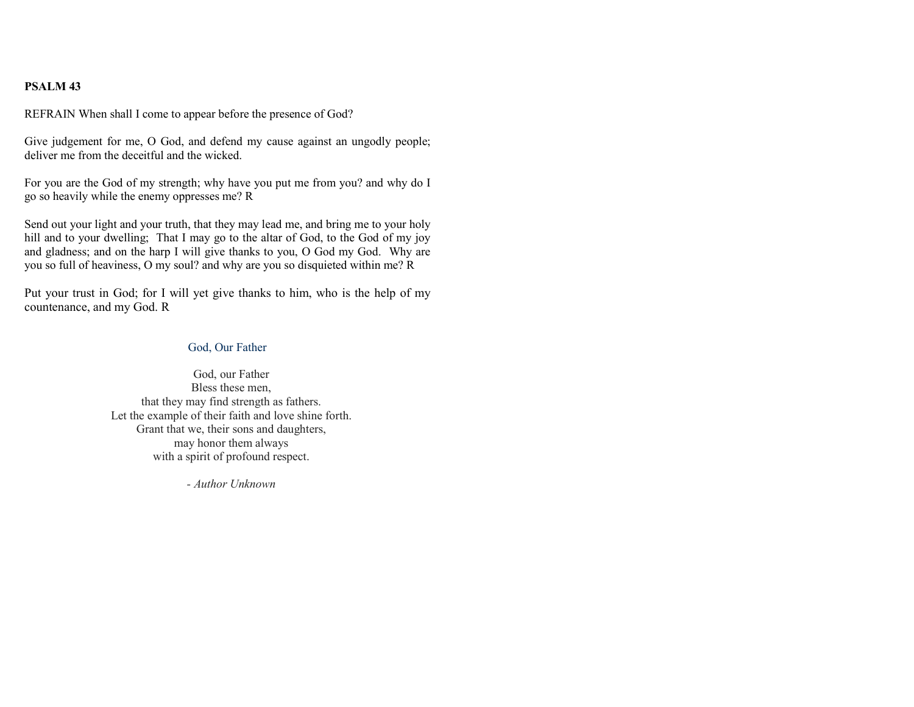**PSALM 43**

REFRAIN When shall I come to appear before the presence of God?

Give judgement for me, O God, and defend my cause against an ungodly people; deliver me from the deceitful and the wicked.

For you are the God of my strength; why have you put me from you? and why do I go so heavily while the enemy oppresses me? R

Send out your light and your truth, that they may lead me, and bring me to your holy hill and to your dwelling; That I may go to the altar of God, to the God of my joy and gladness; and on the harp I will give thanks to you, O God my God. Why are you so full of heaviness, O my soul? and why are you so disquieted within me? R

Put your trust in God; for I will yet give thanks to him, who is the help of my countenance, and my God. R

## God, Our Father

God, our Father  
Bless these men,  
that they may find strength as fathers.  
Let the example of their faith and love shine forth.  
Grant that we, their sons and daughters,  
may honor them always  
with a spirit of profound respect.

*- Author Unknown*